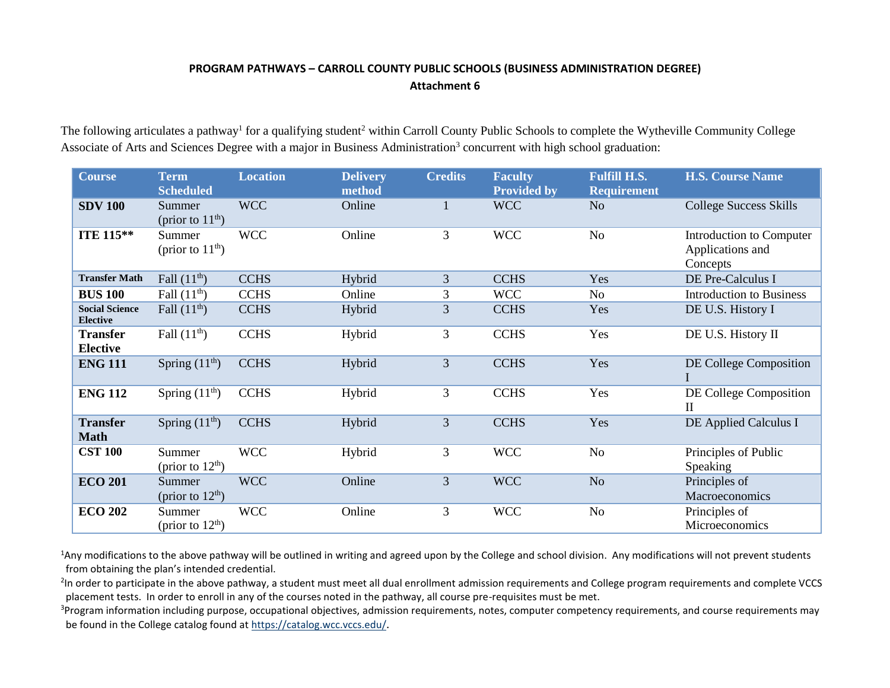**PROGRAM PATHWAYS – CARROLL COUNTY PUBLIC SCHOOLS (BUSINESS ADMINISTRATION DEGREE)**
**Attachment 6**

The following articulates a pathway[1] for a qualifying student[2] within Carroll County Public Schools to complete the Wytheville Community College Associate of Arts and Sciences Degree with a major in Business Administration[3] concurrent with high school graduation:

| Course | Term Scheduled | Location | Delivery method | Credits | Faculty Provided by | Fulfill H.S. Requirement | H.S. Course Name |
|---|---|---|---|---|---|---|---|
| **SDV 100** | Summer (prior to 11th) | WCC | Online | 1 | WCC | No | College Success Skills |
| **ITE 115**** | Summer (prior to 11th) | WCC | Online | 3 | WCC | No | Introduction to Computer Applications and Concepts |
| **Transfer Math** | Fall (11th) | CCHS | Hybrid | 3 | CCHS | Yes | DE Pre-Calculus I |
| **BUS 100** | Fall (11th) | CCHS | Online | 3 | WCC | No | Introduction to Business |
| **Social Science Elective** | Fall (11th) | CCHS | Hybrid | 3 | CCHS | Yes | DE U.S. History I |
| **Transfer Elective** | Fall (11th) | CCHS | Hybrid | 3 | CCHS | Yes | DE U.S. History II |
| **ENG 111** | Spring (11th) | CCHS | Hybrid | 3 | CCHS | Yes | DE College Composition I |
| **ENG 112** | Spring (11th) | CCHS | Hybrid | 3 | CCHS | Yes | DE College Composition II |
| **Transfer Math** | Spring (11th) | CCHS | Hybrid | 3 | CCHS | Yes | DE Applied Calculus I |
| **CST 100** | Summer (prior to 12th) | WCC | Hybrid | 3 | WCC | No | Principles of Public Speaking |
| **ECO 201** | Summer (prior to 12th) | WCC | Online | 3 | WCC | No | Principles of Macroeconomics |
| **ECO 202** | Summer (prior to 12th) | WCC | Online | 3 | WCC | No | Principles of Microeconomics |

[1]Any modifications to the above pathway will be outlined in writing and agreed upon by the College and school division. Any modifications will not prevent students from obtaining the plan's intended credential.

[2]In order to participate in the above pathway, a student must meet all dual enrollment admission requirements and College program requirements and complete VCCS placement tests. In order to enroll in any of the courses noted in the pathway, all course pre-requisites must be met.

[3]Program information including purpose, occupational objectives, admission requirements, notes, computer competency requirements, and course requirements may be found in the College catalog found at https://catalog.wcc.vccs.edu/.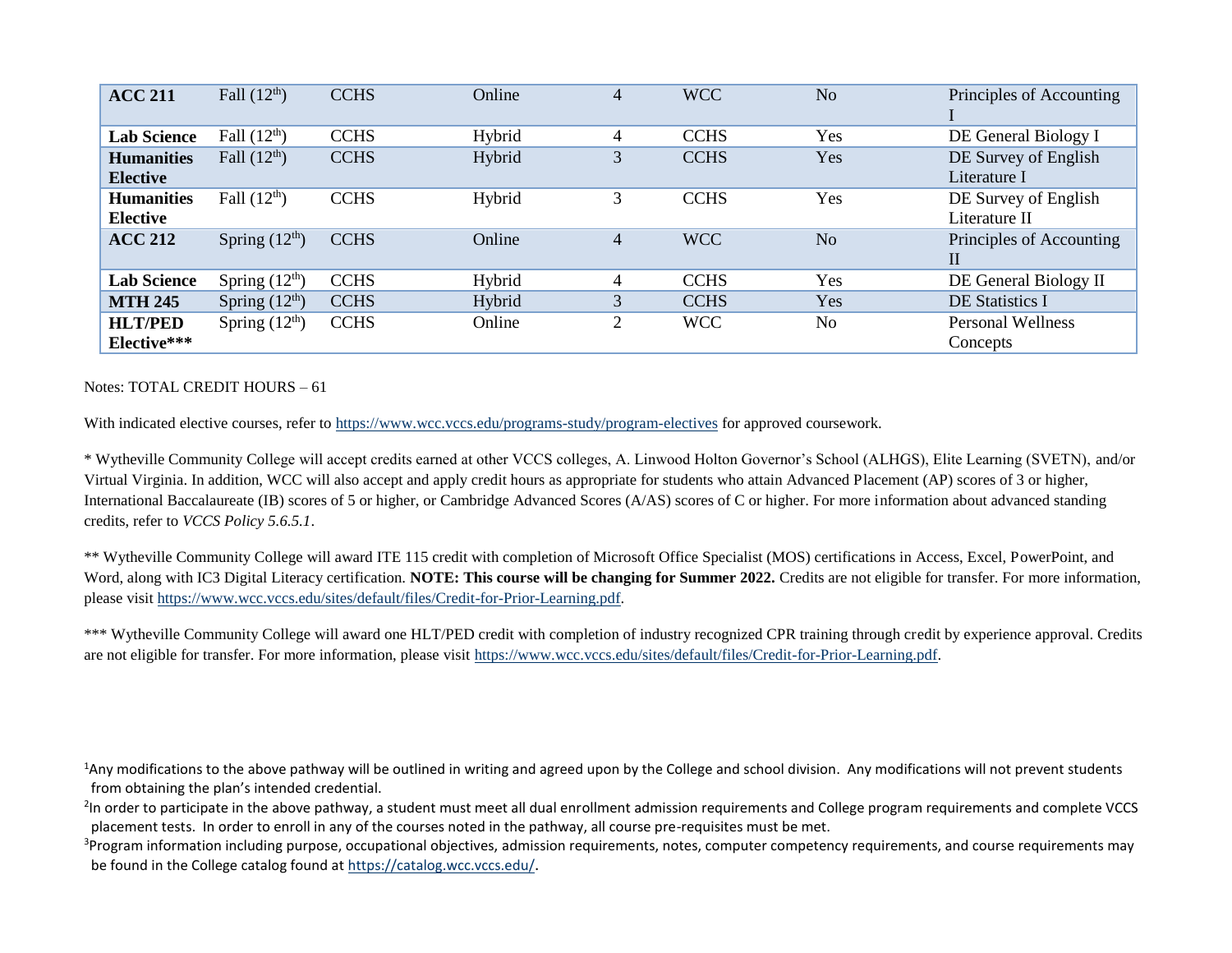| | | | | | | | |
|---|---|---|---|---|---|---|---|
| **ACC 211** | Fall (12th) | CCHS | Online | 4 | WCC | No | Principles of Accounting I |
| **Lab Science** | Fall (12th) | CCHS | Hybrid | 4 | CCHS | Yes | DE General Biology I |
| **Humanities Elective** | Fall (12th) | CCHS | Hybrid | 3 | CCHS | Yes | DE Survey of English Literature I |
| **Humanities Elective** | Fall (12th) | CCHS | Hybrid | 3 | CCHS | Yes | DE Survey of English Literature II |
| **ACC 212** | Spring (12th) | CCHS | Online | 4 | WCC | No | Principles of Accounting II |
| **Lab Science** | Spring (12th) | CCHS | Hybrid | 4 | CCHS | Yes | DE General Biology II |
| **MTH 245** | Spring (12th) | CCHS | Hybrid | 3 | CCHS | Yes | DE Statistics I |
| **HLT/PED Elective*** ** | Spring (12th) | CCHS | Online | 2 | WCC | No | Personal Wellness Concepts |

Notes: TOTAL CREDIT HOURS – 61

With indicated elective courses, refer to https://www.wcc.vccs.edu/programs-study/program-electives for approved coursework.

* Wytheville Community College will accept credits earned at other VCCS colleges, A. Linwood Holton Governor's School (ALHGS), Elite Learning (SVETN), and/or Virtual Virginia. In addition, WCC will also accept and apply credit hours as appropriate for students who attain Advanced Placement (AP) scores of 3 or higher, International Baccalaureate (IB) scores of 5 or higher, or Cambridge Advanced Scores (A/AS) scores of C or higher. For more information about advanced standing credits, refer to *VCCS Policy 5.6.5.1*.

** Wytheville Community College will award ITE 115 credit with completion of Microsoft Office Specialist (MOS) certifications in Access, Excel, PowerPoint, and Word, along with IC3 Digital Literacy certification. **NOTE: This course will be changing for Summer 2022.** Credits are not eligible for transfer. For more information, please visit https://www.wcc.vccs.edu/sites/default/files/Credit-for-Prior-Learning.pdf.

*** Wytheville Community College will award one HLT/PED credit with completion of industry recognized CPR training through credit by experience approval. Credits are not eligible for transfer. For more information, please visit https://www.wcc.vccs.edu/sites/default/files/Credit-for-Prior-Learning.pdf.

[1] Any modifications to the above pathway will be outlined in writing and agreed upon by the College and school division. Any modifications will not prevent students from obtaining the plan's intended credential.

[2] In order to participate in the above pathway, a student must meet all dual enrollment admission requirements and College program requirements and complete VCCS placement tests. In order to enroll in any of the courses noted in the pathway, all course pre-requisites must be met.

[3] Program information including purpose, occupational objectives, admission requirements, notes, computer competency requirements, and course requirements may be found in the College catalog found at https://catalog.wcc.vccs.edu/.